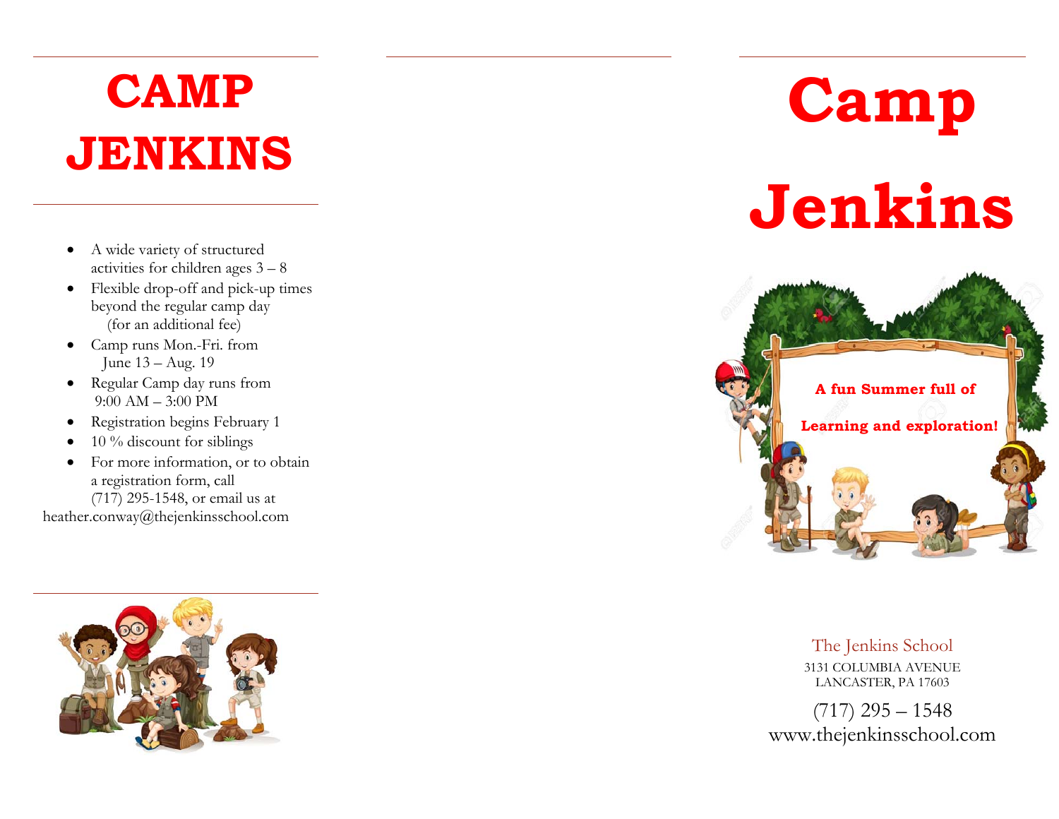# CAMP JENKINS

- A wide variety of structured activities for children ages 3 – 8
- Flexible drop-off and pick-up times beyond the regular camp day (for an additional fee)
- Camp runs Mon.-Fri. from June 13 – Aug. 19
- Regular Camp day runs from 9:00 AM – 3:00 PM
- Registration begins February 1
- 10 % discount for siblings
- For more information, or to obtain a registration form, call (717) 295-1548, or email us at heather.conway@thejenkinsschool.com

# Camp Jenkins

**A fun Summer full of**

**Learning and exploration!**

The Jenkins School

3131 COLUMBIA AVENUE
LANCASTER, PA 17603

(717) 295 – 1548
www.thejenkinsschool.com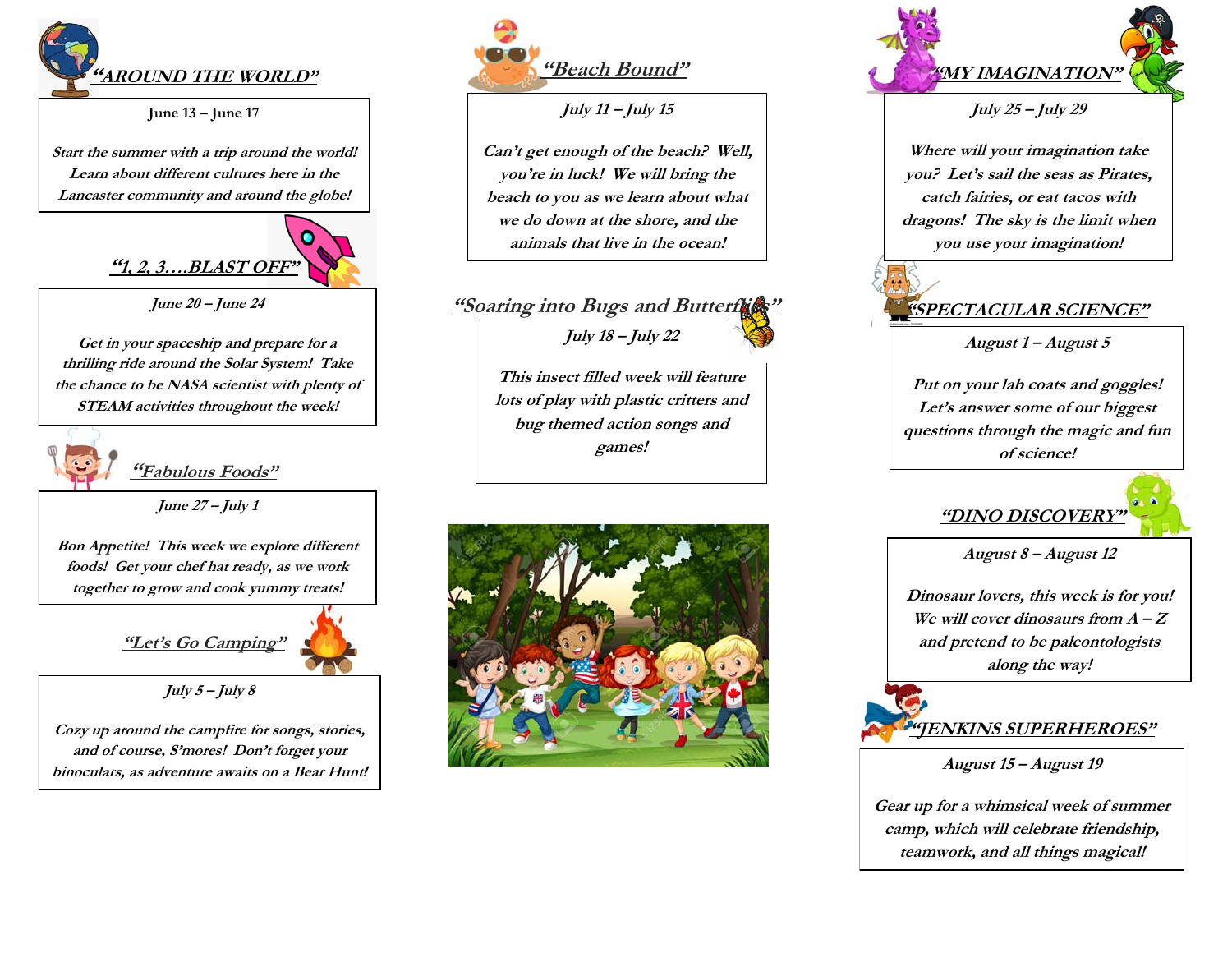## "AROUND THE WORLD"

June 13 – June 17

*Start the summer with a trip around the world! Learn about different cultures here in the Lancaster community and around the globe!*

## "1, 2, 3….BLAST OFF"

*June 20 – June 24*

*Get in your spaceship and prepare for a thrilling ride around the Solar System! Take the chance to be NASA scientist with plenty of STEAM activities throughout the week!*

## "Fabulous Foods"

*June 27 – July 1*

*Bon Appetite! This week we explore different foods! Get your chef hat ready, as we work together to grow and cook yummy treats!*

## "Let's Go Camping"

*July 5 – July 8*

*Cozy up around the campfire for songs, stories, and of course, S'mores! Don't forget your binoculars, as adventure awaits on a Bear Hunt!*

## "Beach Bound"

*July 11 – July 15*

*Can't get enough of the beach? Well, you're in luck! We will bring the beach to you as we learn about what we do down at the shore, and the animals that live in the ocean!*

## "Soaring into Bugs and Butterflies"

*July 18 – July 22*

*This insect filled week will feature lots of play with plastic critters and bug themed action songs and games!*

## "MY IMAGINATION"

*July 25 – July 29*

*Where will your imagination take you? Let's sail the seas as Pirates, catch fairies, or eat tacos with dragons! The sky is the limit when you use your imagination!*

## "SPECTACULAR SCIENCE"

*August 1 – August 5*

*Put on your lab coats and goggles! Let's answer some of our biggest questions through the magic and fun of science!*

## "DINO DISCOVERY"

*August 8 – August 12*

*Dinosaur lovers, this week is for you! We will cover dinosaurs from A – Z and pretend to be paleontologists along the way!*

## "JENKINS SUPERHEROES"

*August 15 – August 19*

*Gear up for a whimsical week of summer camp, which will celebrate friendship, teamwork, and all things magical!*